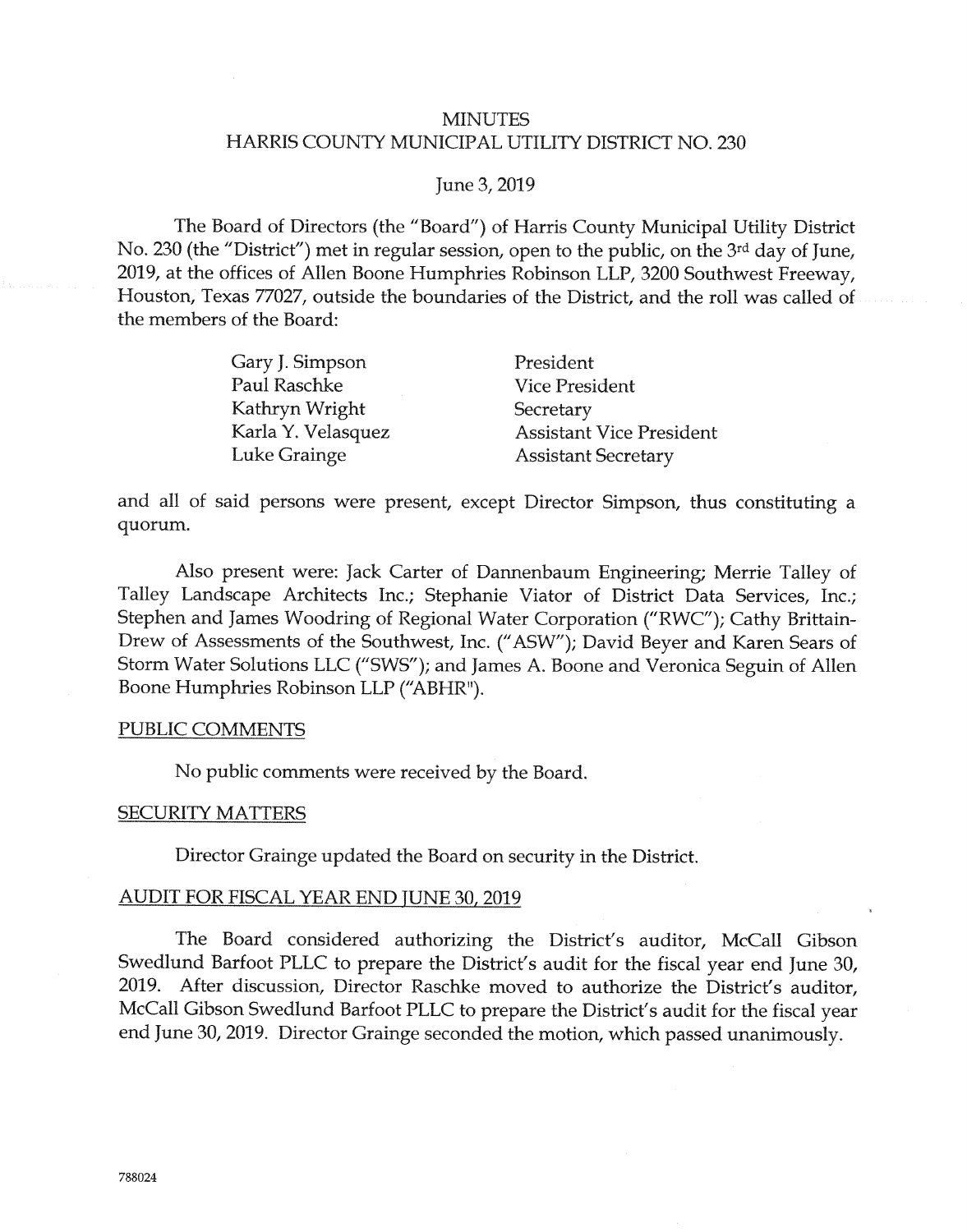# MINUTES
## HARRIS COUNTY MUNICIPAL UTILITY DISTRICT NO. 230

June 3, 2019

The Board of Directors (the "Board") of Harris County Municipal Utility District No. 230 (the "District") met in regular session, open to the public, on the 3rd day of June, 2019, at the offices of Allen Boone Humphries Robinson LLP, 3200 Southwest Freeway, Houston, Texas 77027, outside the boundaries of the District, and the roll was called of the members of the Board:

| | |
|---|---|
| Gary J. Simpson | President |
| Paul Raschke | Vice President |
| Kathryn Wright | Secretary |
| Karla Y. Velasquez | Assistant Vice President |
| Luke Grainge | Assistant Secretary |

and all of said persons were present, except Director Simpson, thus constituting a quorum.

Also present were: Jack Carter of Dannenbaum Engineering; Merrie Talley of Talley Landscape Architects Inc.; Stephanie Viator of District Data Services, Inc.; Stephen and James Woodring of Regional Water Corporation ("RWC"); Cathy Brittain-Drew of Assessments of the Southwest, Inc. ("ASW"); David Beyer and Karen Sears of Storm Water Solutions LLC ("SWS"); and James A. Boone and Veronica Seguin of Allen Boone Humphries Robinson LLP ("ABHR").

PUBLIC COMMENTS

No public comments were received by the Board.

SECURITY MATTERS

Director Grainge updated the Board on security in the District.

AUDIT FOR FISCAL YEAR END JUNE 30, 2019

The Board considered authorizing the District's auditor, McCall Gibson Swedlund Barfoot PLLC to prepare the District's audit for the fiscal year end June 30, 2019. After discussion, Director Raschke moved to authorize the District's auditor, McCall Gibson Swedlund Barfoot PLLC to prepare the District's audit for the fiscal year end June 30, 2019. Director Grainge seconded the motion, which passed unanimously.

788024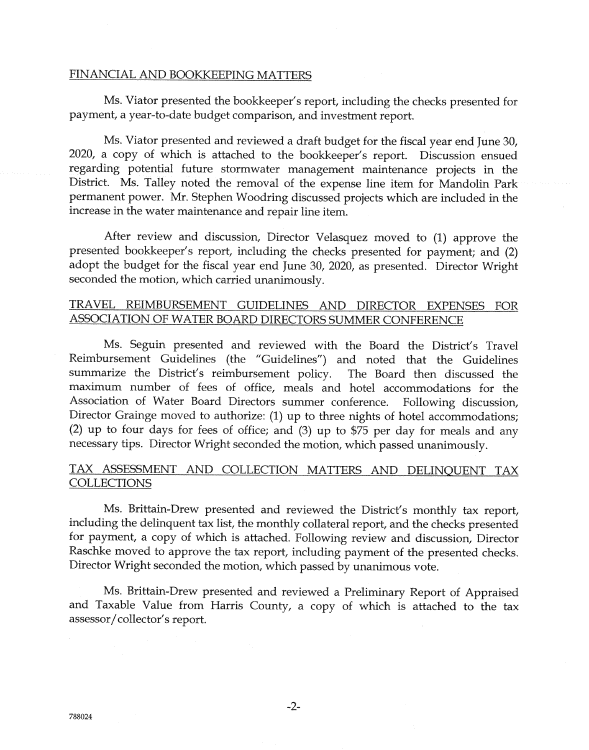FINANCIAL AND BOOKKEEPING MATTERS

Ms. Viator presented the bookkeeper's report, including the checks presented for payment, a year-to-date budget comparison, and investment report.

Ms. Viator presented and reviewed a draft budget for the fiscal year end June 30, 2020, a copy of which is attached to the bookkeeper's report. Discussion ensued regarding potential future stormwater management maintenance projects in the District. Ms. Talley noted the removal of the expense line item for Mandolin Park permanent power. Mr. Stephen Woodring discussed projects which are included in the increase in the water maintenance and repair line item.

After review and discussion, Director Velasquez moved to (1) approve the presented bookkeeper's report, including the checks presented for payment; and (2) adopt the budget for the fiscal year end June 30, 2020, as presented. Director Wright seconded the motion, which carried unanimously.

TRAVEL REIMBURSEMENT GUIDELINES AND DIRECTOR EXPENSES FOR ASSOCIATION OF WATER BOARD DIRECTORS SUMMER CONFERENCE

Ms. Seguin presented and reviewed with the Board the District's Travel Reimbursement Guidelines (the "Guidelines") and noted that the Guidelines summarize the District's reimbursement policy. The Board then discussed the maximum number of fees of office, meals and hotel accommodations for the Association of Water Board Directors summer conference. Following discussion, Director Grainge moved to authorize: (1) up to three nights of hotel accommodations; (2) up to four days for fees of office; and (3) up to $75 per day for meals and any necessary tips. Director Wright seconded the motion, which passed unanimously.

TAX ASSESSMENT AND COLLECTION MATTERS AND DELINQUENT TAX COLLECTIONS

Ms. Brittain-Drew presented and reviewed the District's monthly tax report, including the delinquent tax list, the monthly collateral report, and the checks presented for payment, a copy of which is attached. Following review and discussion, Director Raschke moved to approve the tax report, including payment of the presented checks. Director Wright seconded the motion, which passed by unanimous vote.

Ms. Brittain-Drew presented and reviewed a Preliminary Report of Appraised and Taxable Value from Harris County, a copy of which is attached to the tax assessor/collector's report.

788024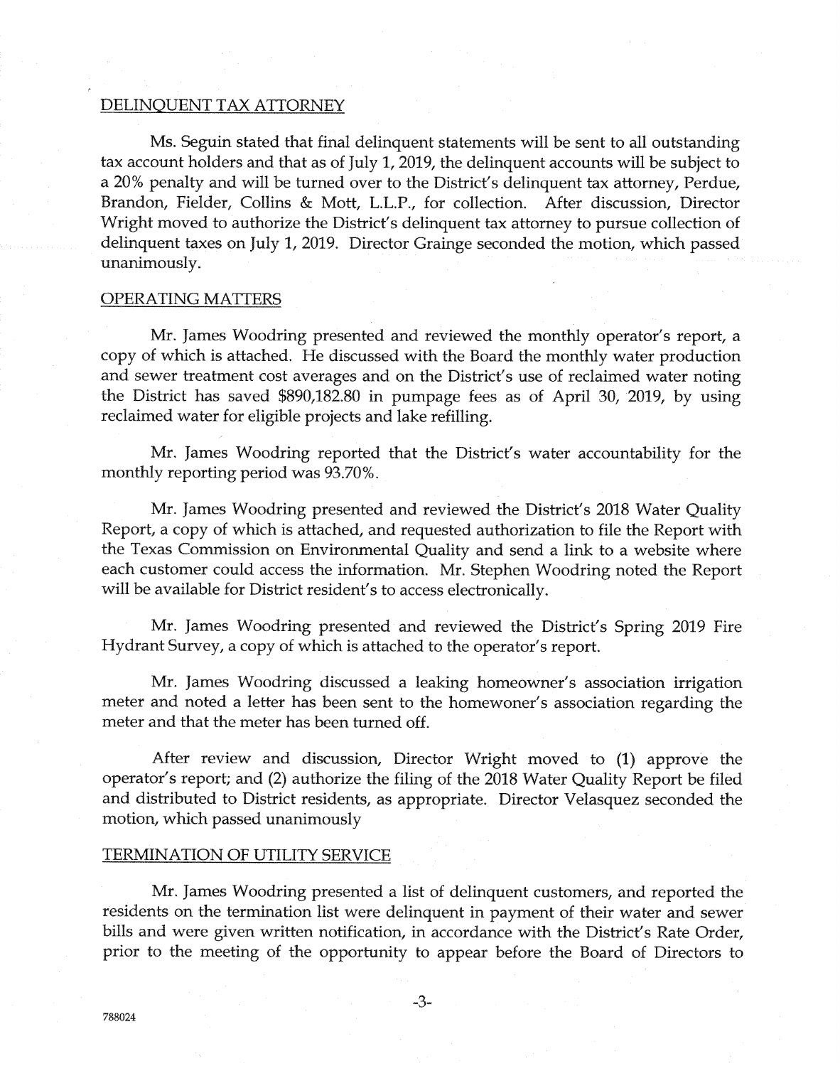DELINQUENT TAX ATTORNEY

Ms. Seguin stated that final delinquent statements will be sent to all outstanding tax account holders and that as of July 1, 2019, the delinquent accounts will be subject to a 20% penalty and will be turned over to the District's delinquent tax attorney, Perdue, Brandon, Fielder, Collins & Mott, L.L.P., for collection. After discussion, Director Wright moved to authorize the District's delinquent tax attorney to pursue collection of delinquent taxes on July 1, 2019. Director Grainge seconded the motion, which passed unanimously.

OPERATING MATTERS

Mr. James Woodring presented and reviewed the monthly operator's report, a copy of which is attached. He discussed with the Board the monthly water production and sewer treatment cost averages and on the District's use of reclaimed water noting the District has saved $890,182.80 in pumpage fees as of April 30, 2019, by using reclaimed water for eligible projects and lake refilling.

Mr. James Woodring reported that the District's water accountability for the monthly reporting period was 93.70%.

Mr. James Woodring presented and reviewed the District's 2018 Water Quality Report, a copy of which is attached, and requested authorization to file the Report with the Texas Commission on Environmental Quality and send a link to a website where each customer could access the information. Mr. Stephen Woodring noted the Report will be available for District resident's to access electronically.

Mr. James Woodring presented and reviewed the District's Spring 2019 Fire Hydrant Survey, a copy of which is attached to the operator's report.

Mr. James Woodring discussed a leaking homeowner's association irrigation meter and noted a letter has been sent to the homewoner's association regarding the meter and that the meter has been turned off.

After review and discussion, Director Wright moved to (1) approve the operator's report; and (2) authorize the filing of the 2018 Water Quality Report be filed and distributed to District residents, as appropriate. Director Velasquez seconded the motion, which passed unanimously

TERMINATION OF UTILITY SERVICE

Mr. James Woodring presented a list of delinquent customers, and reported the residents on the termination list were delinquent in payment of their water and sewer bills and were given written notification, in accordance with the District's Rate Order, prior to the meeting of the opportunity to appear before the Board of Directors to

788024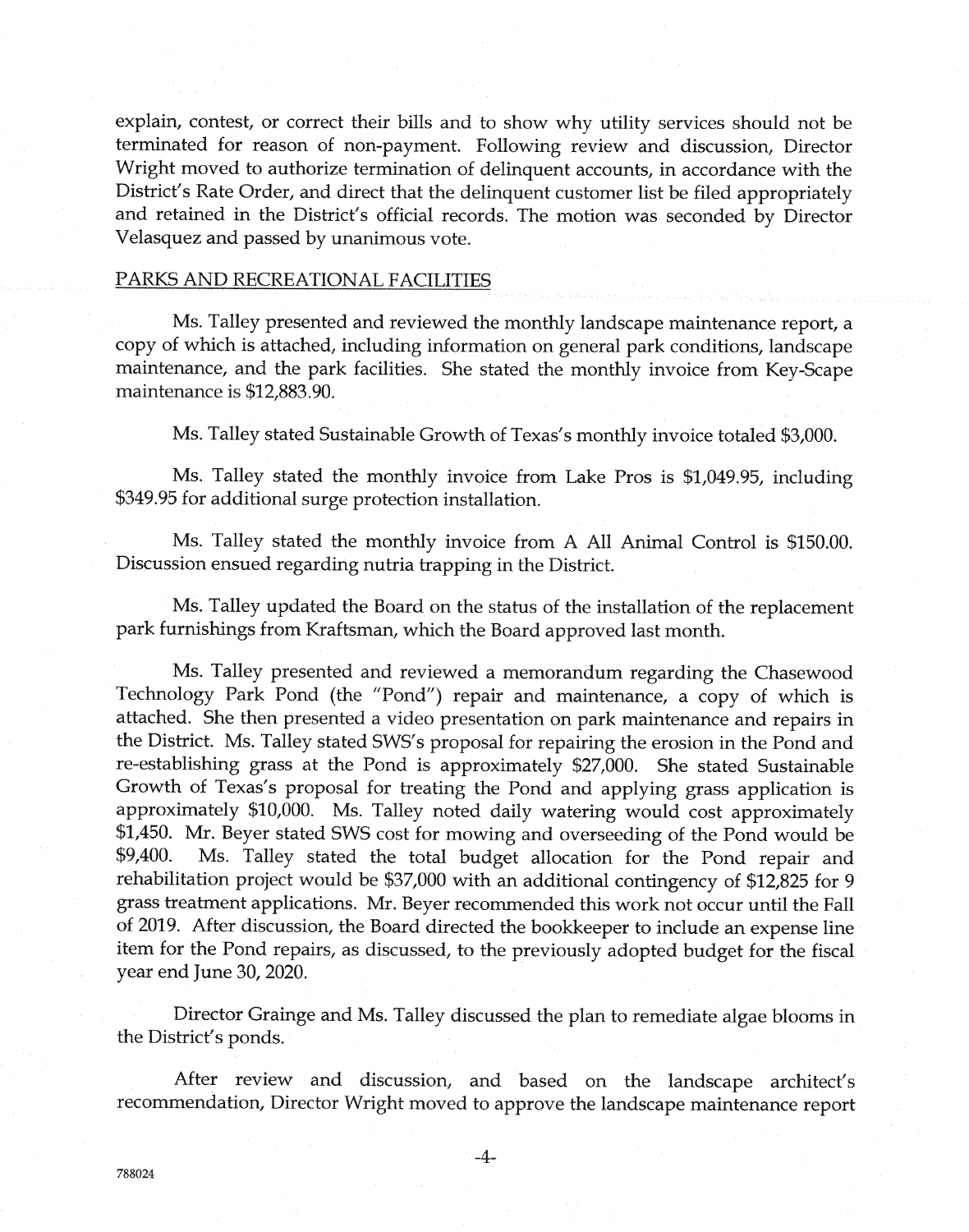explain, contest, or correct their bills and to show why utility services should not be terminated for reason of non-payment. Following review and discussion, Director Wright moved to authorize termination of delinquent accounts, in accordance with the District's Rate Order, and direct that the delinquent customer list be filed appropriately and retained in the District's official records. The motion was seconded by Director Velasquez and passed by unanimous vote.

## PARKS AND RECREATIONAL FACILITIES

Ms. Talley presented and reviewed the monthly landscape maintenance report, a copy of which is attached, including information on general park conditions, landscape maintenance, and the park facilities. She stated the monthly invoice from Key-Scape maintenance is $12,883.90.

Ms. Talley stated Sustainable Growth of Texas's monthly invoice totaled $3,000.

Ms. Talley stated the monthly invoice from Lake Pros is $1,049.95, including $349.95 for additional surge protection installation.

Ms. Talley stated the monthly invoice from A All Animal Control is $150.00. Discussion ensued regarding nutria trapping in the District.

Ms. Talley updated the Board on the status of the installation of the replacement park furnishings from Kraftsman, which the Board approved last month.

Ms. Talley presented and reviewed a memorandum regarding the Chasewood Technology Park Pond (the "Pond") repair and maintenance, a copy of which is attached. She then presented a video presentation on park maintenance and repairs in the District. Ms. Talley stated SWS's proposal for repairing the erosion in the Pond and re-establishing grass at the Pond is approximately $27,000. She stated Sustainable Growth of Texas's proposal for treating the Pond and applying grass application is approximately $10,000. Ms. Talley noted daily watering would cost approximately $1,450. Mr. Beyer stated SWS cost for mowing and overseeding of the Pond would be $9,400. Ms. Talley stated the total budget allocation for the Pond repair and rehabilitation project would be $37,000 with an additional contingency of $12,825 for 9 grass treatment applications. Mr. Beyer recommended this work not occur until the Fall of 2019. After discussion, the Board directed the bookkeeper to include an expense line item for the Pond repairs, as discussed, to the previously adopted budget for the fiscal year end June 30, 2020.

Director Grainge and Ms. Talley discussed the plan to remediate algae blooms in the District's ponds.

After review and discussion, and based on the landscape architect's recommendation, Director Wright moved to approve the landscape maintenance report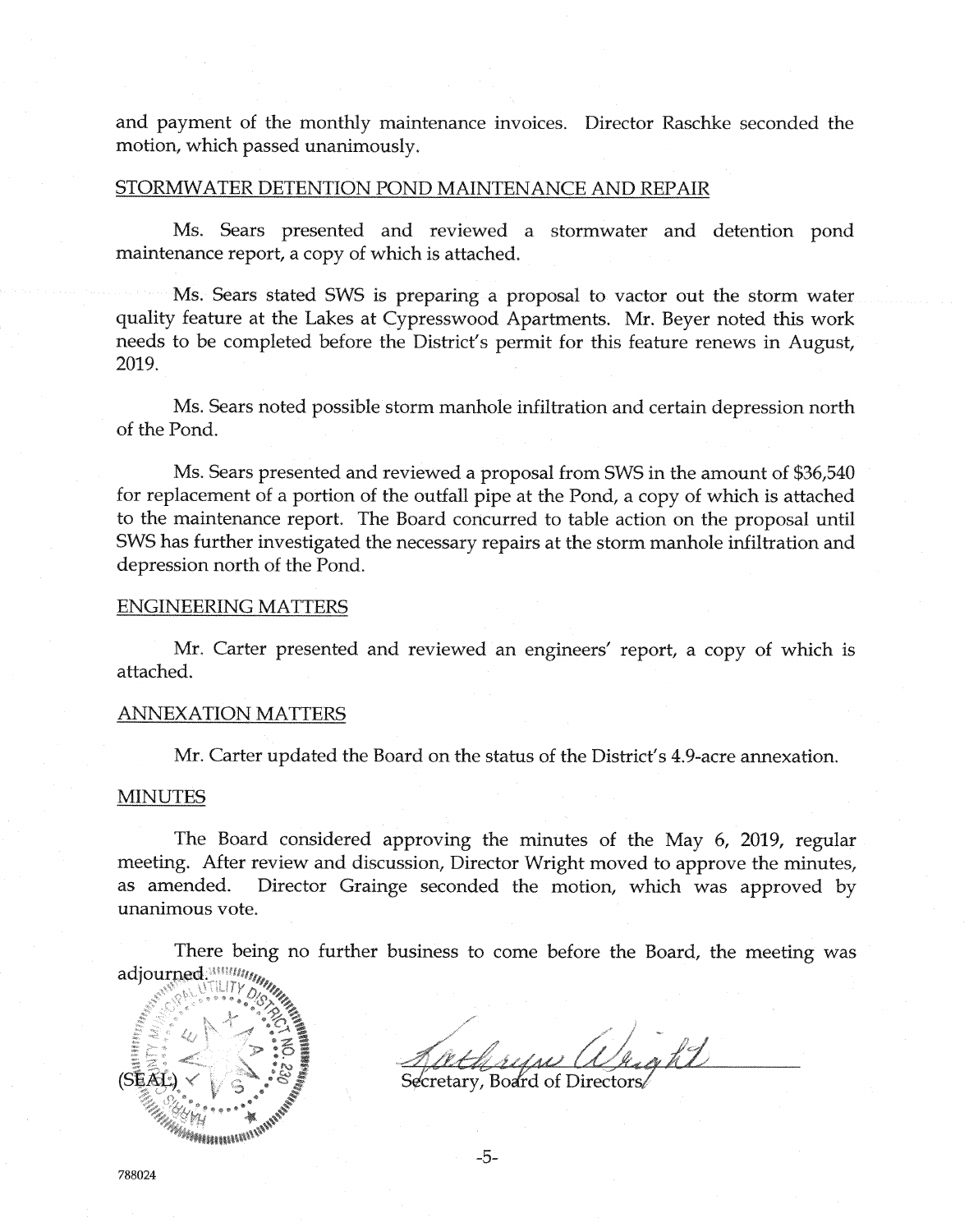and payment of the monthly maintenance invoices. Director Raschke seconded the motion, which passed unanimously.

## STORMWATER DETENTION POND MAINTENANCE AND REPAIR

Ms. Sears presented and reviewed a stormwater and detention pond maintenance report, a copy of which is attached.

Ms. Sears stated SWS is preparing a proposal to vactor out the storm water quality feature at the Lakes at Cypresswood Apartments. Mr. Beyer noted this work needs to be completed before the District's permit for this feature renews in August, 2019.

Ms. Sears noted possible storm manhole infiltration and certain depression north of the Pond.

Ms. Sears presented and reviewed a proposal from SWS in the amount of $36,540 for replacement of a portion of the outfall pipe at the Pond, a copy of which is attached to the maintenance report. The Board concurred to table action on the proposal until SWS has further investigated the necessary repairs at the storm manhole infiltration and depression north of the Pond.

## ENGINEERING MATTERS

Mr. Carter presented and reviewed an engineers' report, a copy of which is attached.

## ANNEXATION MATTERS

Mr. Carter updated the Board on the status of the District's 4.9-acre annexation.

## MINUTES

The Board considered approving the minutes of the May 6, 2019, regular meeting. After review and discussion, Director Wright moved to approve the minutes, as amended. Director Grainge seconded the motion, which was approved by unanimous vote.

There being no further business to come before the Board, the meeting was adjourned.

(SEAL)

Secretary, Board of Directors

788024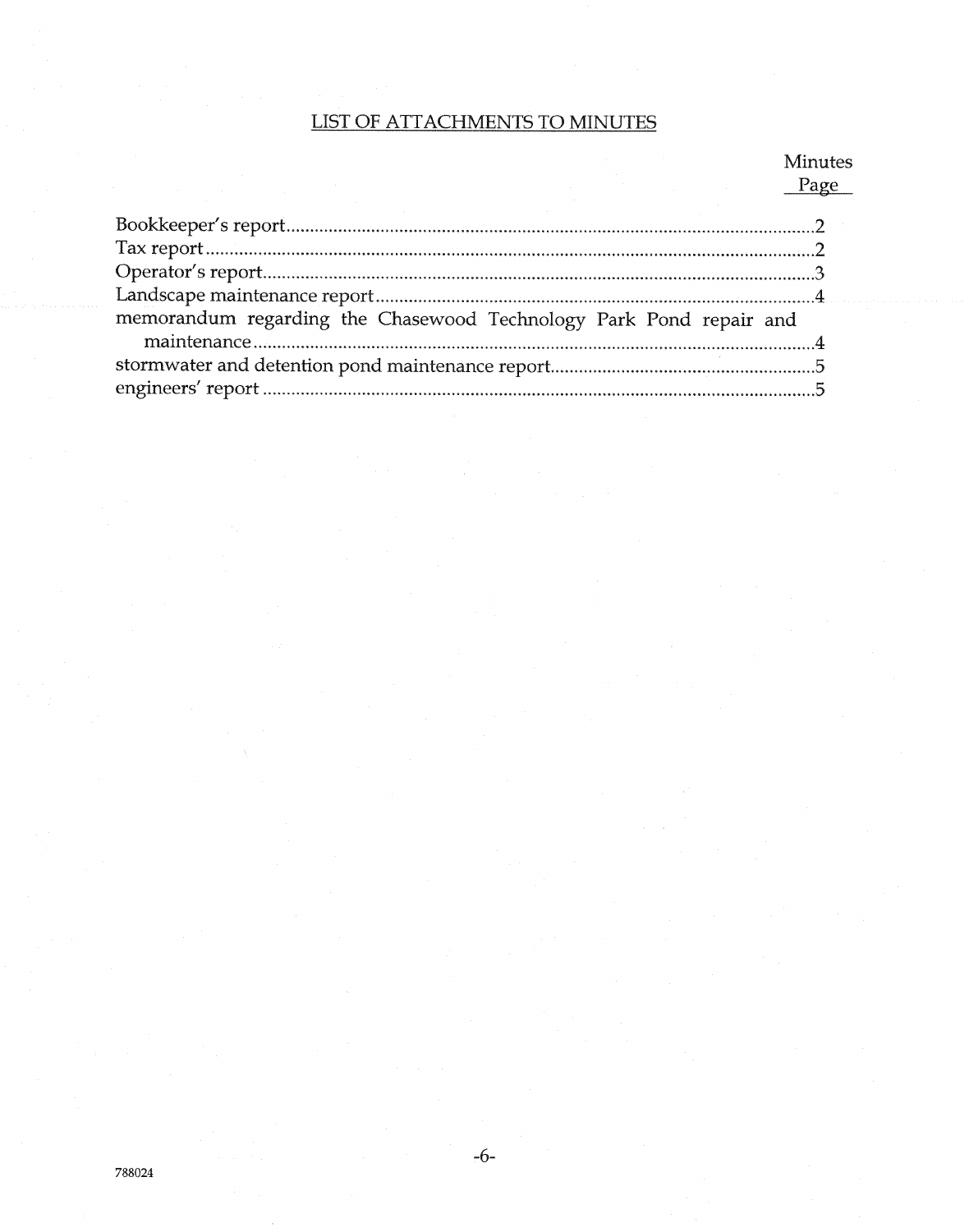## LIST OF ATTACHMENTS TO MINUTES

| | Minutes Page |
|---|---|
| Bookkeeper's report | 2 |
| Tax report | 2 |
| Operator's report | 3 |
| Landscape maintenance report | 4 |
| memorandum regarding the Chasewood Technology Park Pond repair and maintenance | 4 |
| stormwater and detention pond maintenance report | 5 |
| engineers' report | 5 |

788024